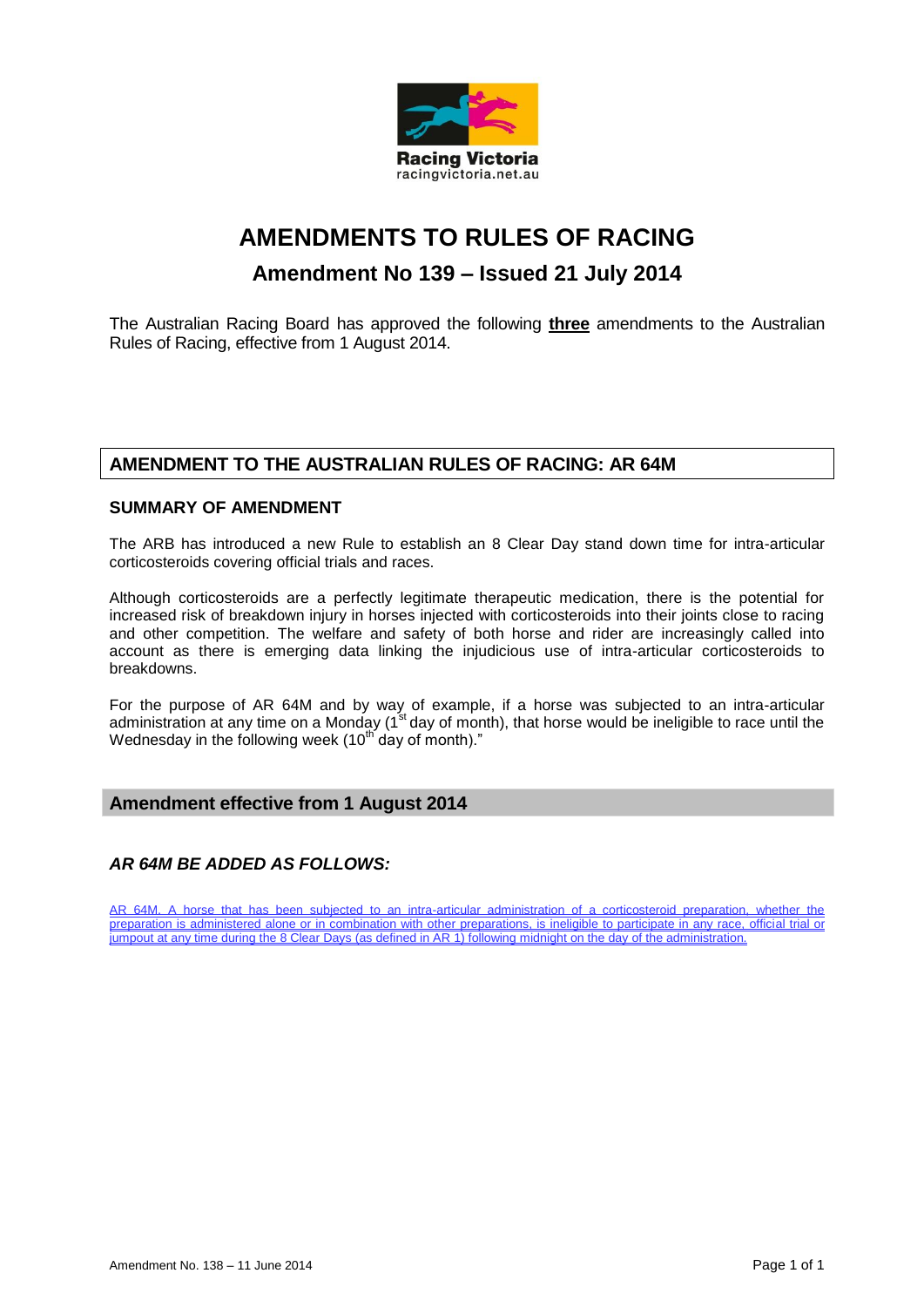Racing Victoria
racingvictoria.net.au

# AMENDMENTS TO RULES OF RACING

## Amendment No 139 – Issued 21 July 2014

The Australian Racing Board has approved the following **three** amendments to the Australian Rules of Racing, effective from 1 August 2014.

## AMENDMENT TO THE AUSTRALIAN RULES OF RACING: AR 64M

### SUMMARY OF AMENDMENT

The ARB has introduced a new Rule to establish an 8 Clear Day stand down time for intra-articular corticosteroids covering official trials and races.

Although corticosteroids are a perfectly legitimate therapeutic medication, there is the potential for increased risk of breakdown injury in horses injected with corticosteroids into their joints close to racing and other competition. The welfare and safety of both horse and rider are increasingly called into account as there is emerging data linking the injudicious use of intra-articular corticosteroids to breakdowns.

For the purpose of AR 64M and by way of example, if a horse was subjected to an intra-articular administration at any time on a Monday (1st day of month), that horse would be ineligible to race until the Wednesday in the following week (10th day of month)."

### Amendment effective from 1 August 2014

### *AR 64M BE ADDED AS FOLLOWS:*

AR 64M. A horse that has been subjected to an intra-articular administration of a corticosteroid preparation, whether the preparation is administered alone or in combination with other preparations, is ineligible to participate in any race, official trial or jumpout at any time during the 8 Clear Days (as defined in AR 1) following midnight on the day of the administration.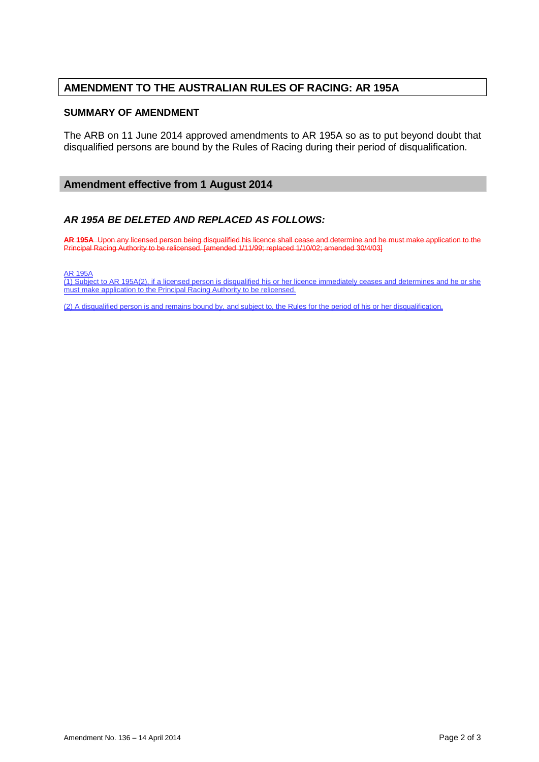## AMENDMENT TO THE AUSTRALIAN RULES OF RACING: AR 195A

### SUMMARY OF AMENDMENT

The ARB on 11 June 2014 approved amendments to AR 195A so as to put beyond doubt that disqualified persons are bound by the Rules of Racing during their period of disqualification.

### Amendment effective from 1 August 2014

### *AR 195A BE DELETED AND REPLACED AS FOLLOWS:*

~~**AR 195A** Upon any licensed person being disqualified his licence shall cease and determine and he must make application to the Principal Racing Authority to be relicensed. [amended 1/11/99; replaced 1/10/02; amended 30/4/03]~~

<u>AR 195A</u>
<u>(1) Subject to AR 195A(2), if a licensed person is disqualified his or her licence immediately ceases and determines and he or she must make application to the Principal Racing Authority to be relicensed.</u>

<u>(2) A disqualified person is and remains bound by, and subject to, the Rules for the period of his or her disqualification.</u>

Amendment No. 136 – 14 April 2014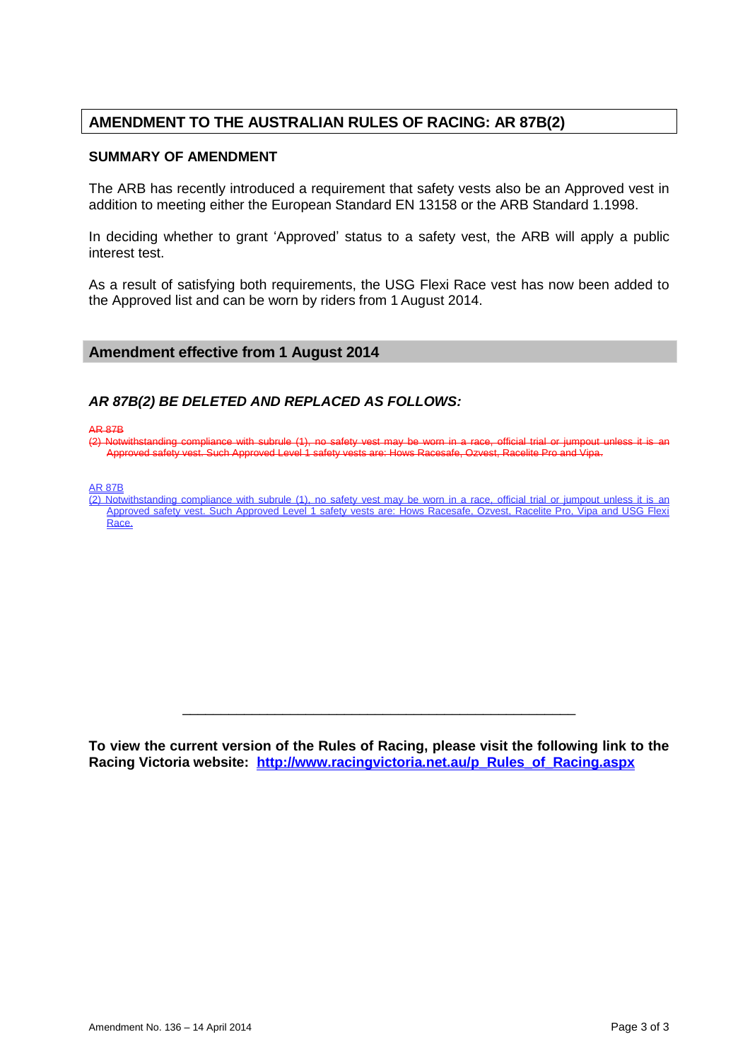## AMENDMENT TO THE AUSTRALIAN RULES OF RACING: AR 87B(2)

### SUMMARY OF AMENDMENT

The ARB has recently introduced a requirement that safety vests also be an Approved vest in addition to meeting either the European Standard EN 13158 or the ARB Standard 1.1998.

In deciding whether to grant 'Approved' status to a safety vest, the ARB will apply a public interest test.

As a result of satisfying both requirements, the USG Flexi Race vest has now been added to the Approved list and can be worn by riders from 1 August 2014.

### Amendment effective from 1 August 2014

### *AR 87B(2) BE DELETED AND REPLACED AS FOLLOWS:*

~~AR 87B~~

~~(2) Notwithstanding compliance with subrule (1), no safety vest may be worn in a race, official trial or jumpout unless it is an Approved safety vest. Such Approved Level 1 safety vests are: Hows Racesafe, Ozvest, Racelite Pro and Vipa.~~

AR 87B

(2) Notwithstanding compliance with subrule (1), no safety vest may be worn in a race, official trial or jumpout unless it is an Approved safety vest. Such Approved Level 1 safety vests are: Hows Racesafe, Ozvest, Racelite Pro, Vipa and USG Flexi Race.

---

**To view the current version of the Rules of Racing, please visit the following link to the Racing Victoria website: http://www.racingvictoria.net.au/p_Rules_of_Racing.aspx**

Amendment No. 136 – 14 April 2014